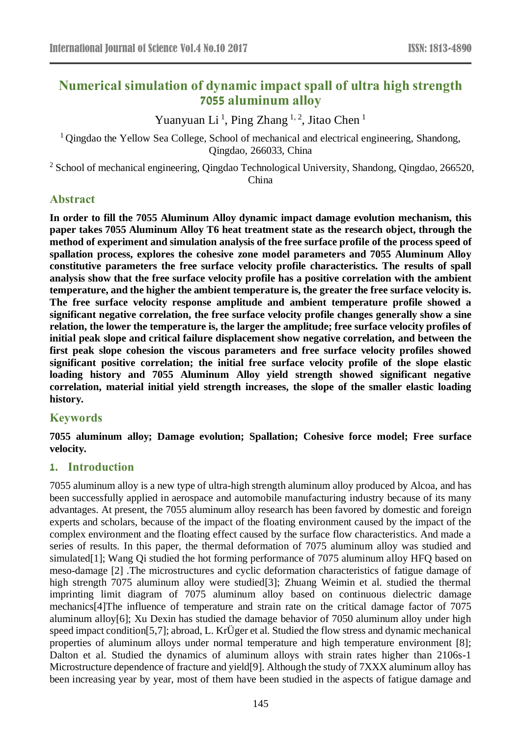# Numerical simulation of dynamic impact spall of ultra high strength 7055 aluminum alloy

Yuanyuan Li [1], Ping Zhang [1, 2], Jitao Chen [1]

[1] Qingdao the Yellow Sea College, School of mechanical and electrical engineering, Shandong, Qingdao, 266033, China

[2] School of mechanical engineering, Qingdao Technological University, Shandong, Qingdao, 266520, China

## Abstract

**In order to fill the 7055 Aluminum Alloy dynamic impact damage evolution mechanism, this paper takes 7055 Aluminum Alloy T6 heat treatment state as the research object, through the method of experiment and simulation analysis of the free surface profile of the process speed of spallation process, explores the cohesive zone model parameters and 7055 Aluminum Alloy constitutive parameters the free surface velocity profile characteristics. The results of spall analysis show that the free surface velocity profile has a positive correlation with the ambient temperature, and the higher the ambient temperature is, the greater the free surface velocity is. The free surface velocity response amplitude and ambient temperature profile showed a significant negative correlation, the free surface velocity profile changes generally show a sine relation, the lower the temperature is, the larger the amplitude; free surface velocity profiles of initial peak slope and critical failure displacement show negative correlation, and between the first peak slope cohesion the viscous parameters and free surface velocity profiles showed significant positive correlation; the initial free surface velocity profile of the slope elastic loading history and 7055 Aluminum Alloy yield strength showed significant negative correlation, material initial yield strength increases, the slope of the smaller elastic loading history.**

## Keywords

**7055 aluminum alloy; Damage evolution; Spallation; Cohesive force model; Free surface velocity.**

## 1. Introduction

7055 aluminum alloy is a new type of ultra-high strength aluminum alloy produced by Alcoa, and has been successfully applied in aerospace and automobile manufacturing industry because of its many advantages. At present, the 7055 aluminum alloy research has been favored by domestic and foreign experts and scholars, because of the impact of the floating environment caused by the impact of the complex environment and the floating effect caused by the surface flow characteristics. And made a series of results. In this paper, the thermal deformation of 7075 aluminum alloy was studied and simulated[1]; Wang Qi studied the hot forming performance of 7075 aluminum alloy HFQ based on meso-damage [2] .The microstructures and cyclic deformation characteristics of fatigue damage of high strength 7075 aluminum alloy were studied[3]; Zhuang Weimin et al. studied the thermal imprinting limit diagram of 7075 aluminum alloy based on continuous dielectric damage mechanics[4]The influence of temperature and strain rate on the critical damage factor of 7075 aluminum alloy[6]; Xu Dexin has studied the damage behavior of 7050 aluminum alloy under high speed impact condition[5,7]; abroad, L. KrÜger et al. Studied the flow stress and dynamic mechanical properties of aluminum alloys under normal temperature and high temperature environment [8]; Dalton et al. Studied the dynamics of aluminum alloys with strain rates higher than 2106s-1 Microstructure dependence of fracture and yield[9]. Although the study of 7XXX aluminum alloy has been increasing year by year, most of them have been studied in the aspects of fatigue damage and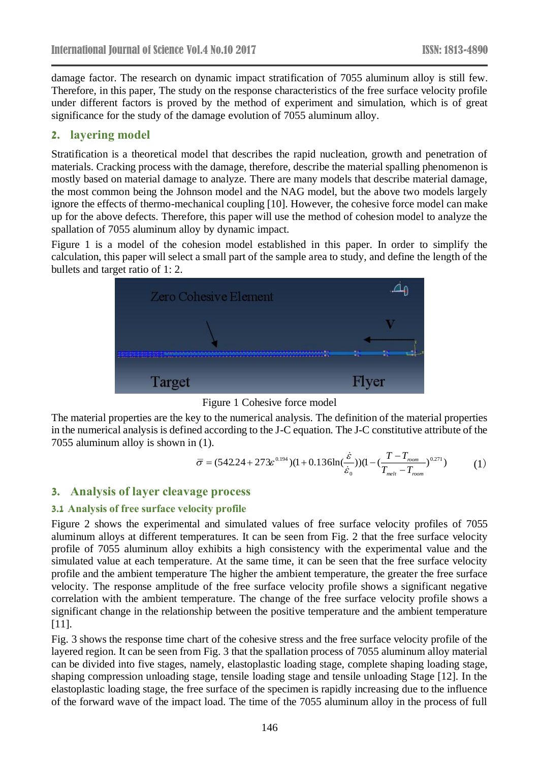damage factor. The research on dynamic impact stratification of 7055 aluminum alloy is still few. Therefore, in this paper, The study on the response characteristics of the free surface velocity profile under different factors is proved by the method of experiment and simulation, which is of great significance for the study of the damage evolution of 7055 aluminum alloy.

## 2. layering model

Stratification is a theoretical model that describes the rapid nucleation, growth and penetration of materials. Cracking process with the damage, therefore, describe the material spalling phenomenon is mostly based on material damage to analyze. There are many models that describe material damage, the most common being the Johnson model and the NAG model, but the above two models largely ignore the effects of thermo-mechanical coupling [10]. However, the cohesive force model can make up for the above defects. Therefore, this paper will use the method of cohesion model to analyze the spallation of 7055 aluminum alloy by dynamic impact.

Figure 1 is a model of the cohesion model established in this paper. In order to simplify the calculation, this paper will select a small part of the sample area to study, and define the length of the bullets and target ratio of 1: 2.

Figure 1 Cohesive force model

The material properties are the key to the numerical analysis. The definition of the material properties in the numerical analysis is defined according to the J-C equation. The J-C constitutive attribute of the 7055 aluminum alloy is shown in (1).

$$\bar{\sigma} = (542.24 + 273\varepsilon^{0.194})(1 + 0.136\ln(\frac{\dot{\varepsilon}}{\dot{\varepsilon}_0}))(1 - (\frac{T - T_{room}}{T_{melt} - T_{room}})^{0.271}) \tag{1}$$

## 3. Analysis of layer cleavage process

### 3.1 Analysis of free surface velocity profile

Figure 2 shows the experimental and simulated values of free surface velocity profiles of 7055 aluminum alloys at different temperatures. It can be seen from Fig. 2 that the free surface velocity profile of 7055 aluminum alloy exhibits a high consistency with the experimental value and the simulated value at each temperature. At the same time, it can be seen that the free surface velocity profile and the ambient temperature The higher the ambient temperature, the greater the free surface velocity. The response amplitude of the free surface velocity profile shows a significant negative correlation with the ambient temperature. The change of the free surface velocity profile shows a significant change in the relationship between the positive temperature and the ambient temperature [11].

Fig. 3 shows the response time chart of the cohesive stress and the free surface velocity profile of the layered region. It can be seen from Fig. 3 that the spallation process of 7055 aluminum alloy material can be divided into five stages, namely, elastoplastic loading stage, complete shaping loading stage, shaping compression unloading stage, tensile loading stage and tensile unloading Stage [12]. In the elastoplastic loading stage, the free surface of the specimen is rapidly increasing due to the influence of the forward wave of the impact load. The time of the 7055 aluminum alloy in the process of full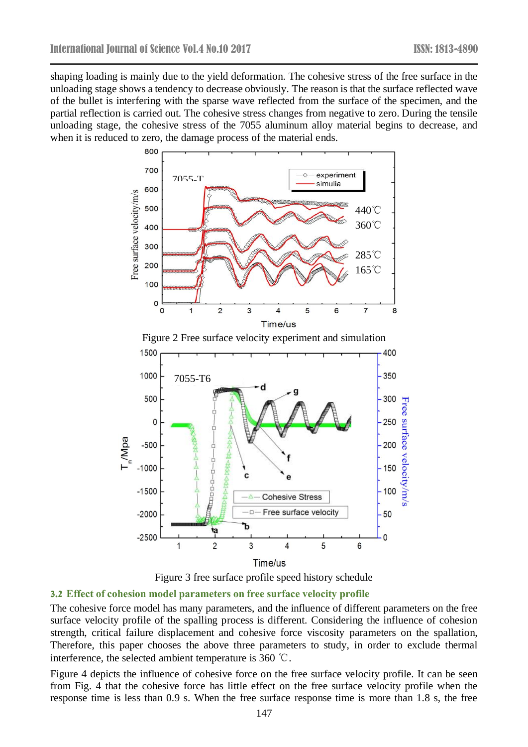shaping loading is mainly due to the yield deformation. The cohesive stress of the free surface in the unloading stage shows a tendency to decrease obviously. The reason is that the surface reflected wave of the bullet is interfering with the sparse wave reflected from the surface of the specimen, and the partial reflection is carried out. The cohesive stress changes from negative to zero. During the tensile unloading stage, the cohesive stress of the 7055 aluminum alloy material begins to decrease, and when it is reduced to zero, the damage process of the material ends.

Figure 2 Free surface velocity experiment and simulation

Figure 3 free surface profile speed history schedule

### 3.2 Effect of cohesion model parameters on free surface velocity profile

The cohesive force model has many parameters, and the influence of different parameters on the free surface velocity profile of the spalling process is different. Considering the influence of cohesion strength, critical failure displacement and cohesive force viscosity parameters on the spallation, Therefore, this paper chooses the above three parameters to study, in order to exclude thermal interference, the selected ambient temperature is 360 ℃.

Figure 4 depicts the influence of cohesive force on the free surface velocity profile. It can be seen from Fig. 4 that the cohesive force has little effect on the free surface velocity profile when the response time is less than 0.9 s. When the free surface response time is more than 1.8 s, the free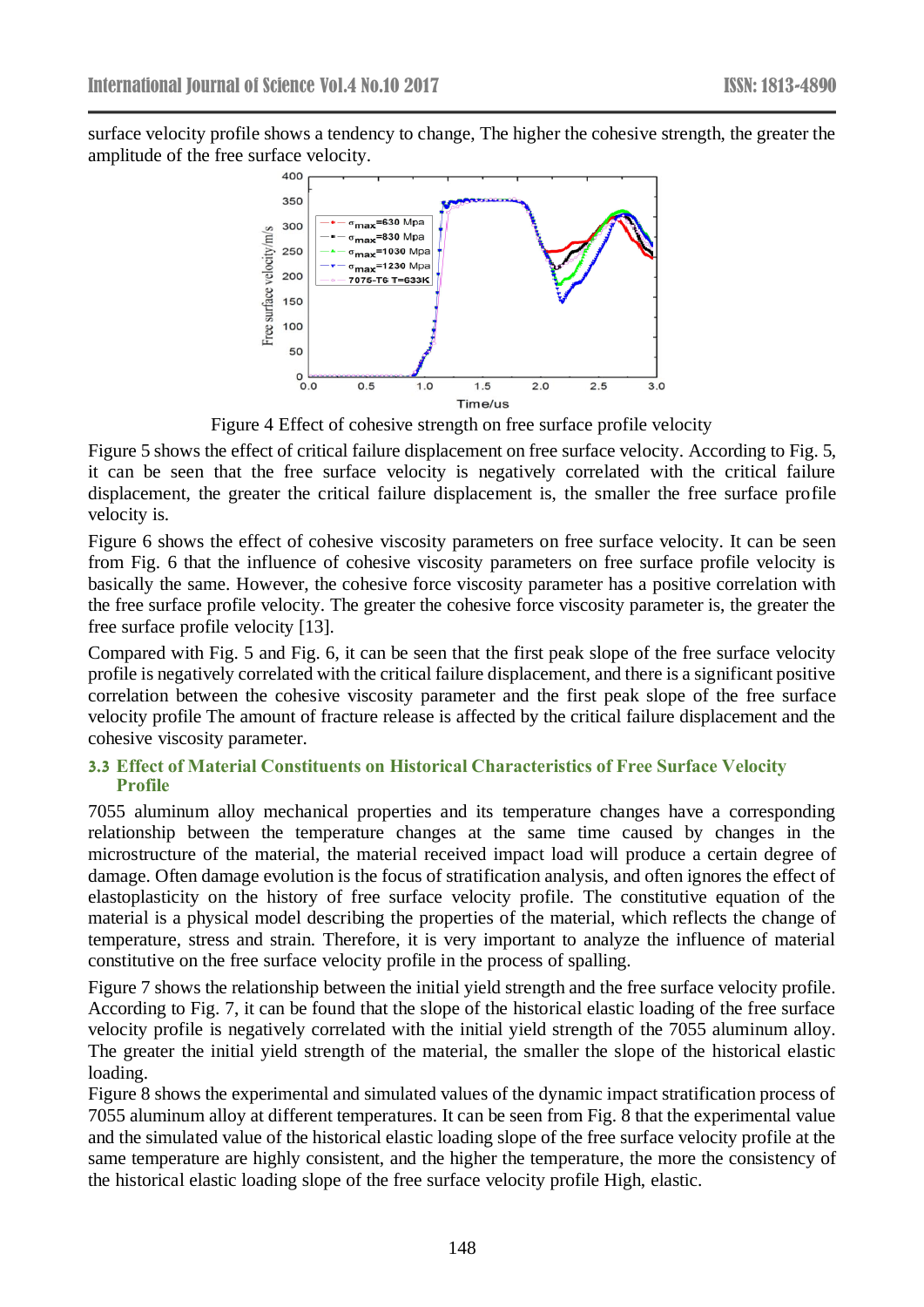surface velocity profile shows a tendency to change, The higher the cohesive strength, the greater the amplitude of the free surface velocity.

Figure 4 Effect of cohesive strength on free surface profile velocity

Figure 5 shows the effect of critical failure displacement on free surface velocity. According to Fig. 5, it can be seen that the free surface velocity is negatively correlated with the critical failure displacement, the greater the critical failure displacement is, the smaller the free surface profile velocity is.

Figure 6 shows the effect of cohesive viscosity parameters on free surface velocity. It can be seen from Fig. 6 that the influence of cohesive viscosity parameters on free surface profile velocity is basically the same. However, the cohesive force viscosity parameter has a positive correlation with the free surface profile velocity. The greater the cohesive force viscosity parameter is, the greater the free surface profile velocity [13].

Compared with Fig. 5 and Fig. 6, it can be seen that the first peak slope of the free surface velocity profile is negatively correlated with the critical failure displacement, and there is a significant positive correlation between the cohesive viscosity parameter and the first peak slope of the free surface velocity profile The amount of fracture release is affected by the critical failure displacement and the cohesive viscosity parameter.

### 3.3 Effect of Material Constituents on Historical Characteristics of Free Surface Velocity Profile

7055 aluminum alloy mechanical properties and its temperature changes have a corresponding relationship between the temperature changes at the same time caused by changes in the microstructure of the material, the material received impact load will produce a certain degree of damage. Often damage evolution is the focus of stratification analysis, and often ignores the effect of elastoplasticity on the history of free surface velocity profile. The constitutive equation of the material is a physical model describing the properties of the material, which reflects the change of temperature, stress and strain. Therefore, it is very important to analyze the influence of material constitutive on the free surface velocity profile in the process of spalling.

Figure 7 shows the relationship between the initial yield strength and the free surface velocity profile. According to Fig. 7, it can be found that the slope of the historical elastic loading of the free surface velocity profile is negatively correlated with the initial yield strength of the 7055 aluminum alloy. The greater the initial yield strength of the material, the smaller the slope of the historical elastic loading.

Figure 8 shows the experimental and simulated values of the dynamic impact stratification process of 7055 aluminum alloy at different temperatures. It can be seen from Fig. 8 that the experimental value and the simulated value of the historical elastic loading slope of the free surface velocity profile at the same temperature are highly consistent, and the higher the temperature, the more the consistency of the historical elastic loading slope of the free surface velocity profile High, elastic.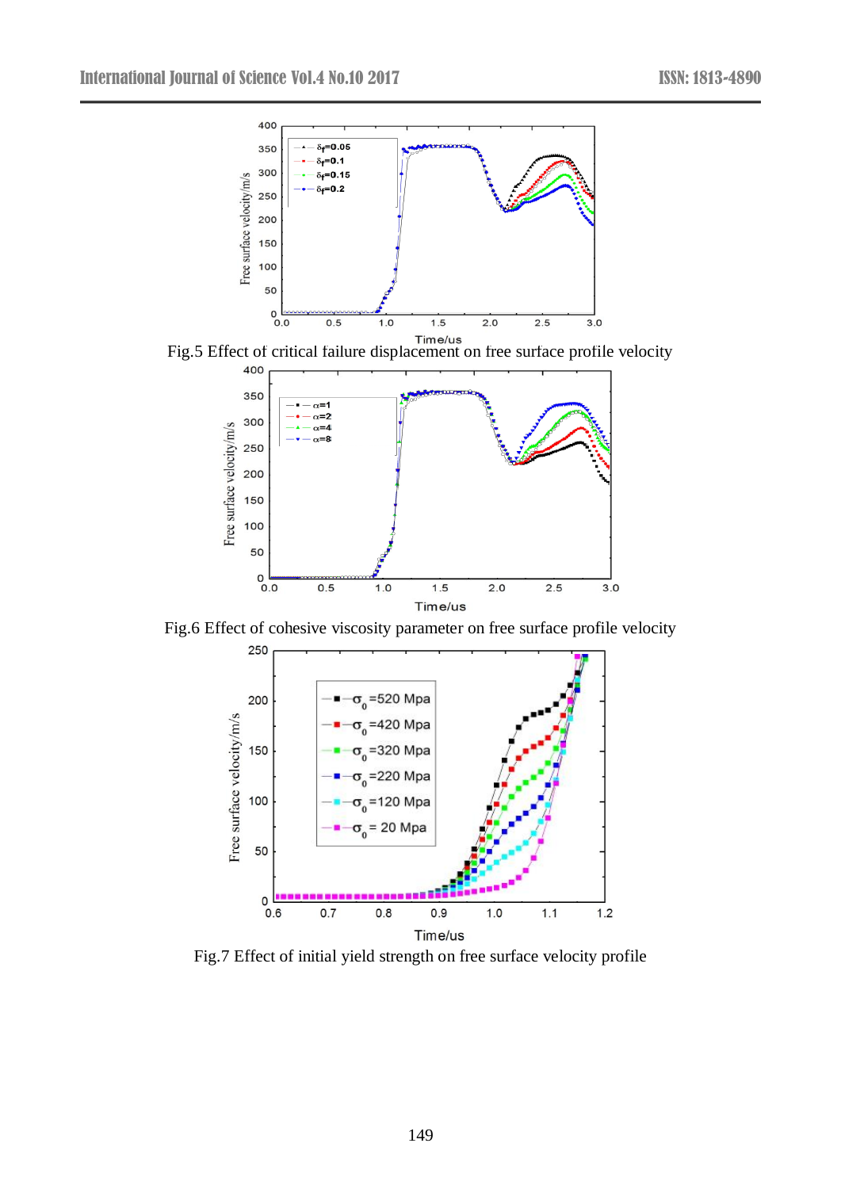Fig.5 Effect of critical failure displacement on free surface profile velocity

Fig.6 Effect of cohesive viscosity parameter on free surface profile velocity

Fig.7 Effect of initial yield strength on free surface velocity profile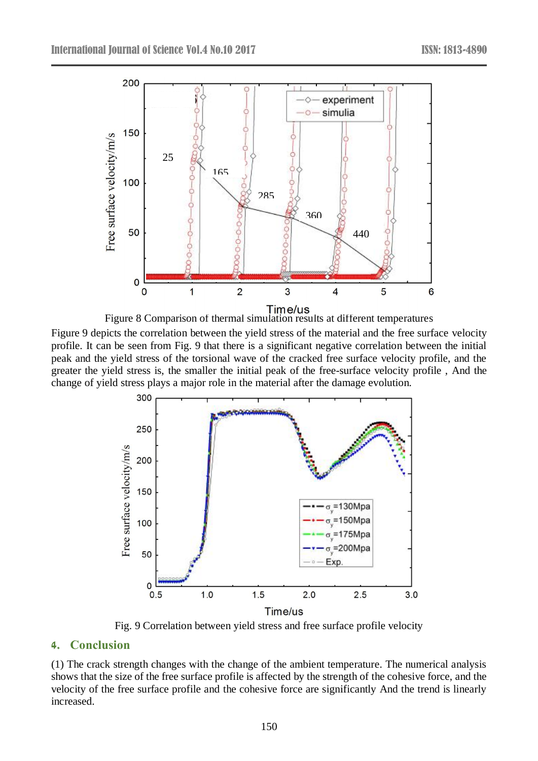Figure 8 Comparison of thermal simulation results at different temperatures

Figure 9 depicts the correlation between the yield stress of the material and the free surface velocity profile. It can be seen from Fig. 9 that there is a significant negative correlation between the initial peak and the yield stress of the torsional wave of the cracked free surface velocity profile, and the greater the yield stress is, the smaller the initial peak of the free-surface velocity profile , And the change of yield stress plays a major role in the material after the damage evolution.

Fig. 9 Correlation between yield stress and free surface profile velocity

## 4. Conclusion

(1) The crack strength changes with the change of the ambient temperature. The numerical analysis shows that the size of the free surface profile is affected by the strength of the cohesive force, and the velocity of the free surface profile and the cohesive force are significantly And the trend is linearly increased.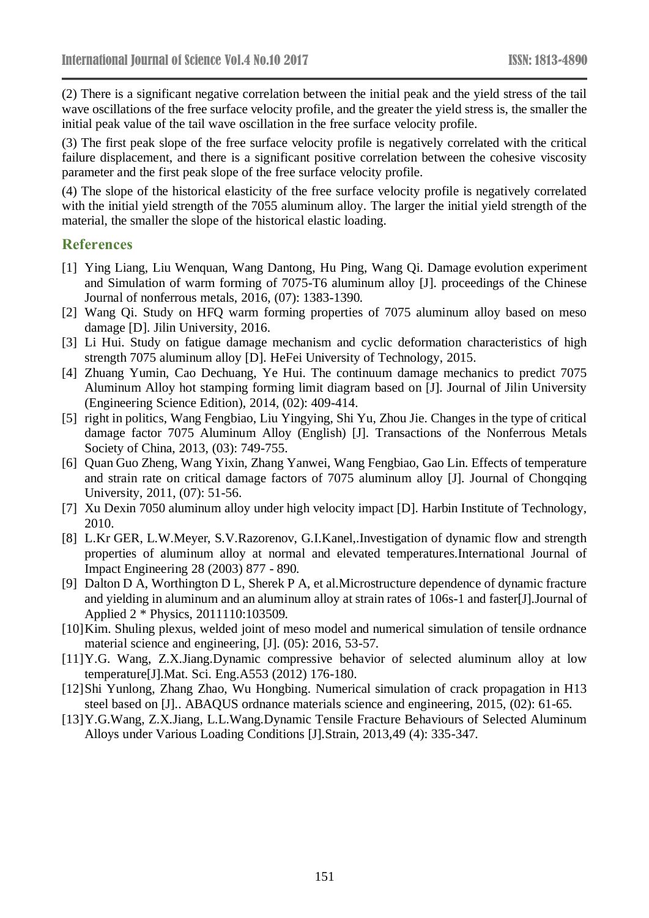(2) There is a significant negative correlation between the initial peak and the yield stress of the tail wave oscillations of the free surface velocity profile, and the greater the yield stress is, the smaller the initial peak value of the tail wave oscillation in the free surface velocity profile.

(3) The first peak slope of the free surface velocity profile is negatively correlated with the critical failure displacement, and there is a significant positive correlation between the cohesive viscosity parameter and the first peak slope of the free surface velocity profile.

(4) The slope of the historical elasticity of the free surface velocity profile is negatively correlated with the initial yield strength of the 7055 aluminum alloy. The larger the initial yield strength of the material, the smaller the slope of the historical elastic loading.

## References

[1] Ying Liang, Liu Wenquan, Wang Dantong, Hu Ping, Wang Qi. Damage evolution experiment and Simulation of warm forming of 7075-T6 aluminum alloy [J]. proceedings of the Chinese Journal of nonferrous metals, 2016, (07): 1383-1390.

[2] Wang Qi. Study on HFQ warm forming properties of 7075 aluminum alloy based on meso damage [D]. Jilin University, 2016.

[3] Li Hui. Study on fatigue damage mechanism and cyclic deformation characteristics of high strength 7075 aluminum alloy [D]. HeFei University of Technology, 2015.

[4] Zhuang Yumin, Cao Dechuang, Ye Hui. The continuum damage mechanics to predict 7075 Aluminum Alloy hot stamping forming limit diagram based on [J]. Journal of Jilin University (Engineering Science Edition), 2014, (02): 409-414.

[5] right in politics, Wang Fengbiao, Liu Yingying, Shi Yu, Zhou Jie. Changes in the type of critical damage factor 7075 Aluminum Alloy (English) [J]. Transactions of the Nonferrous Metals Society of China, 2013, (03): 749-755.

[6] Quan Guo Zheng, Wang Yixin, Zhang Yanwei, Wang Fengbiao, Gao Lin. Effects of temperature and strain rate on critical damage factors of 7075 aluminum alloy [J]. Journal of Chongqing University, 2011, (07): 51-56.

[7] Xu Dexin 7050 aluminum alloy under high velocity impact [D]. Harbin Institute of Technology, 2010.

[8] L.Kr GER, L.W.Meyer, S.V.Razorenov, G.I.Kanel,.Investigation of dynamic flow and strength properties of aluminum alloy at normal and elevated temperatures.International Journal of Impact Engineering 28 (2003) 877 - 890.

[9] Dalton D A, Worthington D L, Sherek P A, et al.Microstructure dependence of dynamic fracture and yielding in aluminum and an aluminum alloy at strain rates of 106s-1 and faster[J].Journal of Applied 2 * Physics, 2011110:103509.

[10] Kim. Shuling plexus, welded joint of meso model and numerical simulation of tensile ordnance material science and engineering, [J]. (05): 2016, 53-57.

[11] Y.G. Wang, Z.X.Jiang.Dynamic compressive behavior of selected aluminum alloy at low temperature[J].Mat. Sci. Eng.A553 (2012) 176-180.

[12] Shi Yunlong, Zhang Zhao, Wu Hongbing. Numerical simulation of crack propagation in H13 steel based on [J].. ABAQUS ordnance materials science and engineering, 2015, (02): 61-65.

[13] Y.G.Wang, Z.X.Jiang, L.L.Wang.Dynamic Tensile Fracture Behaviours of Selected Aluminum Alloys under Various Loading Conditions [J].Strain, 2013,49 (4): 335-347.